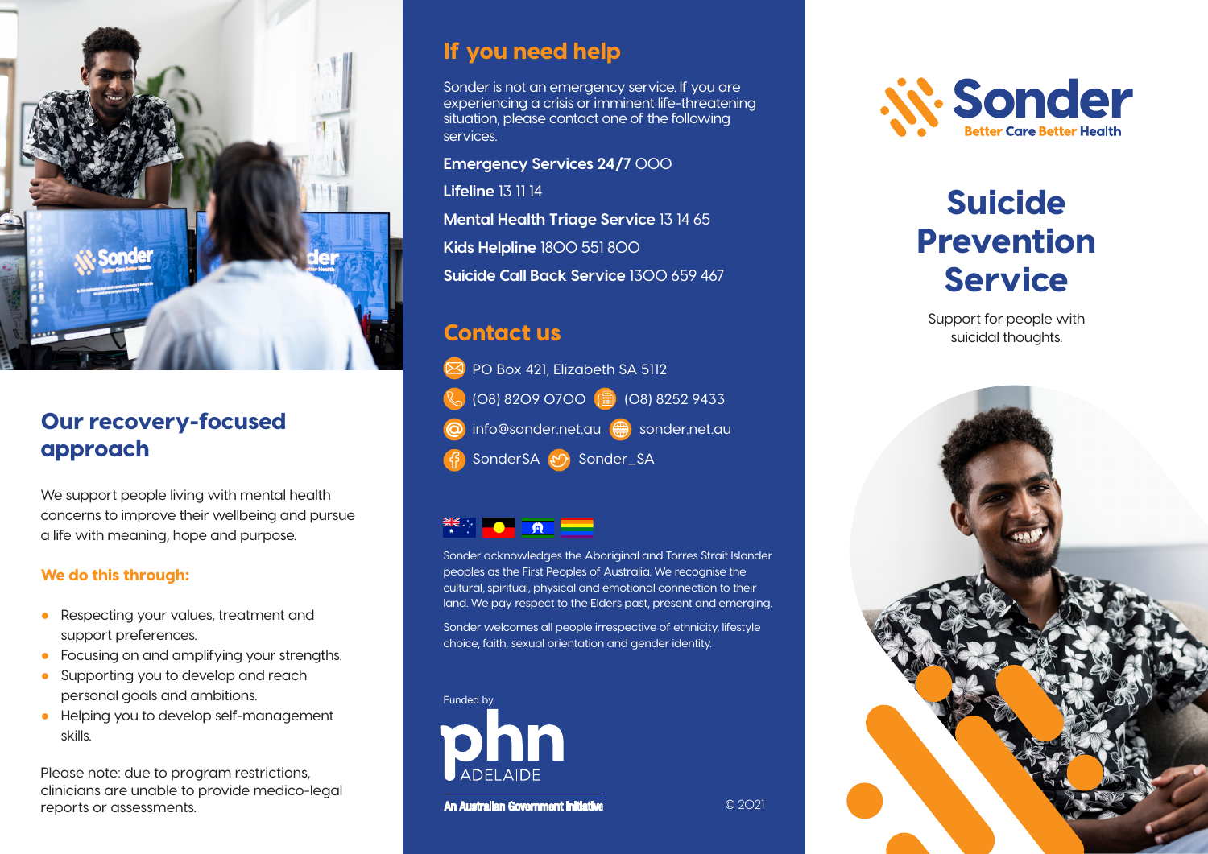## Our recovery-focused approach

We support people living with mental health concerns to improve their wellbeing and pursue a life with meaning, hope and purpose.

### We do this through:

- Respecting your values, treatment and support preferences.
- Focusing on and amplifying your strengths.
- Supporting you to develop and reach personal goals and ambitions.
- Helping you to develop self-management skills.

Please note: due to program restrictions, clinicians are unable to provide medico-legal reports or assessments.

## If you need help

Sonder is not an emergency service. If you are experiencing a crisis or imminent life-threatening situation, please contact one of the following services.

**Emergency Services 24/7** 000

**Lifeline** 13 11 14

**Mental Health Triage Service** 13 14 65

**Kids Helpline** 1800 551 800

**Suicide Call Back Service** 1300 659 467

## Contact us

PO Box 421, Elizabeth SA 5112

(08) 8209 0700 (08) 8252 9433

info@sonder.net.au sonder.net.au

SonderSA Sonder_SA

Sonder acknowledges the Aboriginal and Torres Strait Islander peoples as the First Peoples of Australia. We recognise the cultural, spiritual, physical and emotional connection to their land. We pay respect to the Elders past, present and emerging.

Sonder welcomes all people irrespective of ethnicity, lifestyle choice, faith, sexual orientation and gender identity.

Funded by

phn ADELAIDE

An Australian Government Initiative

© 2021

Sonder

Better Care Better Health

# Suicide Prevention Service

Support for people with suicidal thoughts.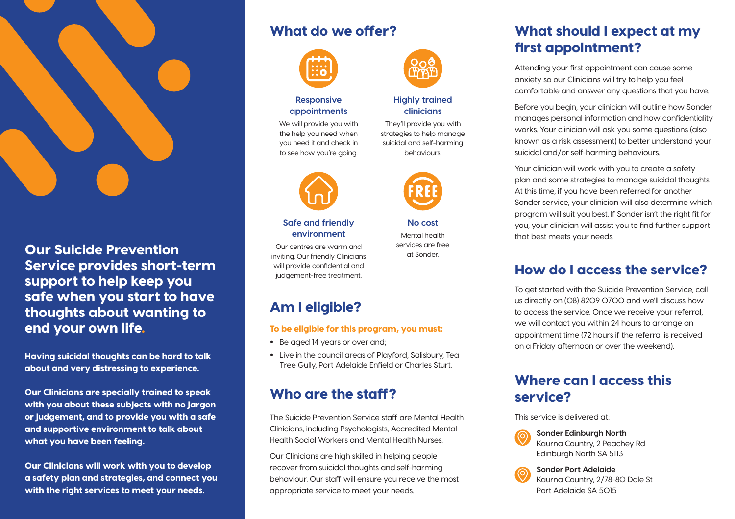## Our Suicide Prevention Service provides short-term support to help keep you safe when you start to have thoughts about wanting to end your own life.

**Having suicidal thoughts can be hard to talk about and very distressing to experience.**

**Our Clinicians are specially trained to speak with you about these subjects with no jargon or judgement, and to provide you with a safe and supportive environment to talk about what you have been feeling.**

**Our Clinicians will work with you to develop a safety plan and strategies, and connect you with the right services to meet your needs.**

## What do we offer?

### Responsive appointments

We will provide you with the help you need when you need it and check in to see how you're going.

### Highly trained clinicians

They'll provide you with strategies to help manage suicidal and self-harming behaviours.

### Safe and friendly environment

Our centres are warm and inviting. Our friendly Clinicians will provide confidential and judgement-free treatment.

### No cost

Mental health services are free at Sonder.

## Am I eligible?

**To be eligible for this program, you must:**

- Be aged 14 years or over and;
- Live in the council areas of Playford, Salisbury, Tea Tree Gully, Port Adelaide Enfield or Charles Sturt.

## Who are the staff?

The Suicide Prevention Service staff are Mental Health Clinicians, including Psychologists, Accredited Mental Health Social Workers and Mental Health Nurses.

Our Clinicians are high skilled in helping people recover from suicidal thoughts and self-harming behaviour. Our staff will ensure you receive the most appropriate service to meet your needs.

## What should I expect at my first appointment?

Attending your first appointment can cause some anxiety so our Clinicians will try to help you feel comfortable and answer any questions that you have.

Before you begin, your clinician will outline how Sonder manages personal information and how confidentiality works. Your clinician will ask you some questions (also known as a risk assessment) to better understand your suicidal and/or self-harming behaviours.

Your clinician will work with you to create a safety plan and some strategies to manage suicidal thoughts. At this time, if you have been referred for another Sonder service, your clinician will also determine which program will suit you best. If Sonder isn't the right fit for you, your clinician will assist you to find further support that best meets your needs.

## How do I access the service?

To get started with the Suicide Prevention Service, call us directly on (08) 8209 0700 and we'll discuss how to access the service. Once we receive your referral, we will contact you within 24 hours to arrange an appointment time (72 hours if the referral is received on a Friday afternoon or over the weekend).

## Where can I access this service?

This service is delivered at:

**Sonder Edinburgh North**
Kaurna Country, 2 Peachey Rd
Edinburgh North SA 5113

**Sonder Port Adelaide**
Kaurna Country, 2/78-80 Dale St
Port Adelaide SA 5015